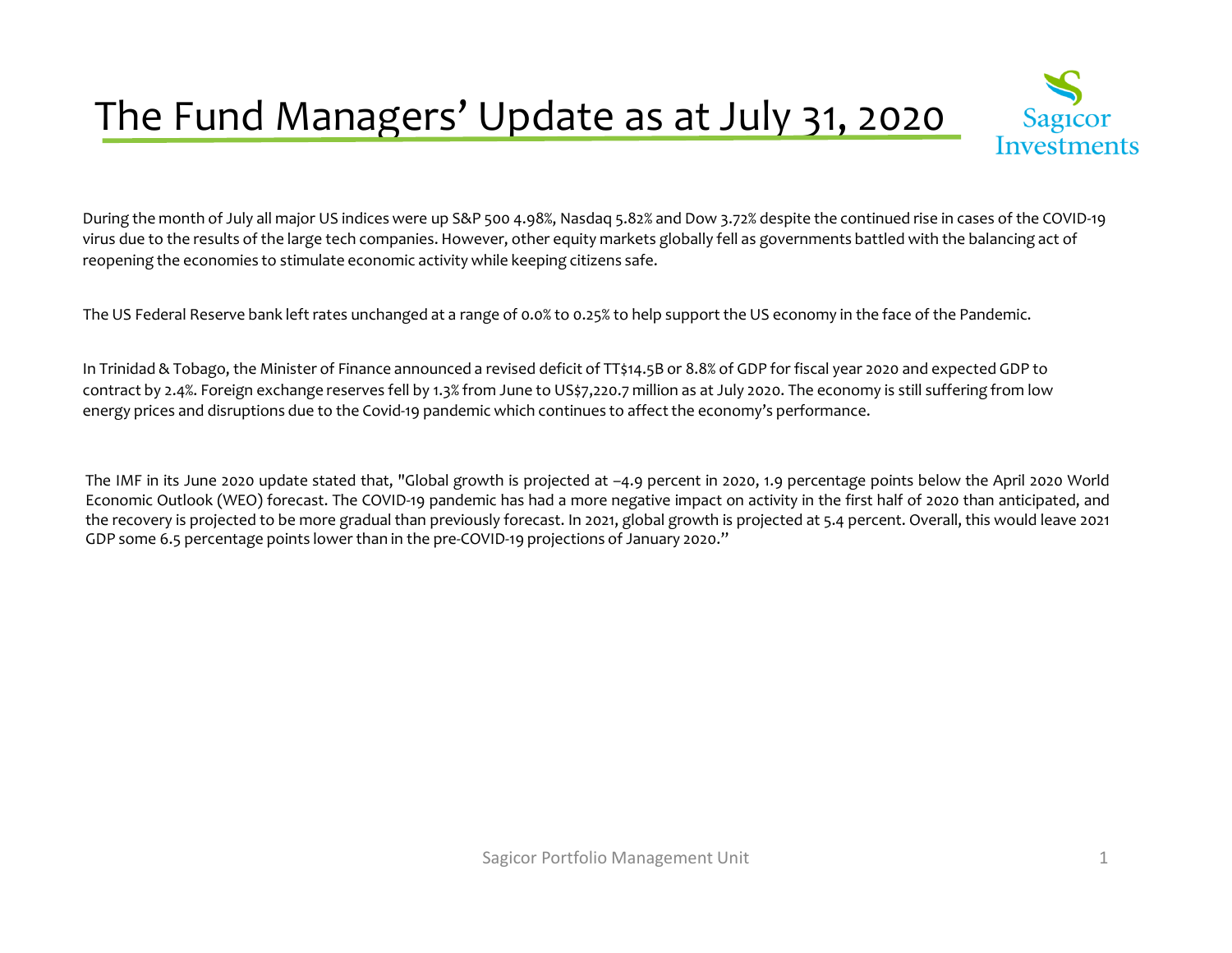# The Fund Managers' Update as at July 31, 2020

During the month of July all major US indices were up S&P 500 4.98%, Nasdaq 5.82% and Dow 3.72% despite the continued rise in cases of the COVID-19 virus due to the results of the large tech companies. However, other equity markets globally fell as governments battled with the balancing act of reopening the economies to stimulate economic activity while keeping citizens safe.

The US Federal Reserve bank left rates unchanged at a range of 0.0% to 0.25% to help support the US economy in the face of the Pandemic.

In Trinidad & Tobago, the Minister of Finance announced a revised deficit of TT$14.5B or 8.8% of GDP for fiscal year 2020 and expected GDP to contract by 2.4%. Foreign exchange reserves fell by 1.3% from June to US$7,220.7 million as at July 2020. The economy is still suffering from low energy prices and disruptions due to the Covid-19 pandemic which continues to affect the economy's performance.

The IMF in its June 2020 update stated that, "Global growth is projected at –4.9 percent in 2020, 1.9 percentage points below the April 2020 World Economic Outlook (WEO) forecast. The COVID-19 pandemic has had a more negative impact on activity in the first half of 2020 than anticipated, and the recovery is projected to be more gradual than previously forecast. In 2021, global growth is projected at 5.4 percent. Overall, this would leave 2021 GDP some 6.5 percentage points lower than in the pre-COVID-19 projections of January 2020."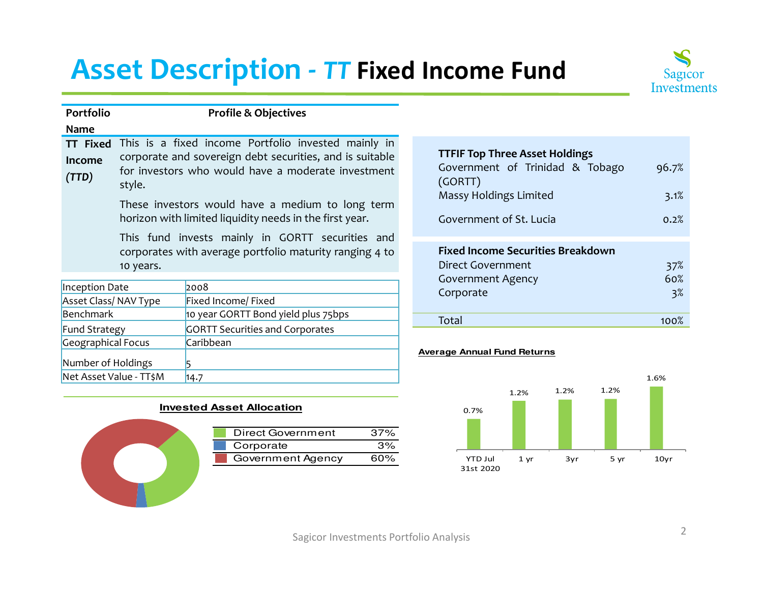# Asset Description - *TT* Fixed Income Fund

| Portfolio Name | Profile & Objectives |
|---|---|
| **TT Fixed Income *(TTD)*** | This is a fixed income Portfolio invested mainly in corporate and sovereign debt securities, and is suitable for investors who would have a moderate investment style.<br><br>These investors would have a medium to long term horizon with limited liquidity needs in the first year.<br><br>This fund invests mainly in GORTT securities and corporates with average portfolio maturity ranging 4 to 10 years. |

| | |
|---|---|
| Inception Date | 2008 |
| Asset Class/ NAV Type | Fixed Income/ Fixed |
| Benchmark | 10 year GORTT Bond yield plus 75bps |
| Fund Strategy | GORTT Securities and Corporates |
| Geographical Focus | Caribbean |
| Number of Holdings | 5 |
| Net Asset Value - TT$M | 14.7 |

**Invested Asset Allocation**

| | |
|---|---|
| Direct Government | 37% |
| Corporate | 3% |
| Government Agency | 60% |

| TTFIF Top Three Asset Holdings | |
|---|---|
| Government of Trinidad & Tobago (GORTT) | 96.7% |
| Massy Holdings Limited | 3.1% |
| Government of St. Lucia | 0.2% |

| Fixed Income Securities Breakdown | |
|---|---|
| Direct Government | 37% |
| Government Agency | 60% |
| Corporate | 3% |
| Total | 100% |

**Average Annual Fund Returns**

| YTD Jul 31st 2020 | 1 yr | 3yr | 5 yr | 10yr |
|---|---|---|---|---|
| 0.7% | 1.2% | 1.2% | 1.2% | 1.6% |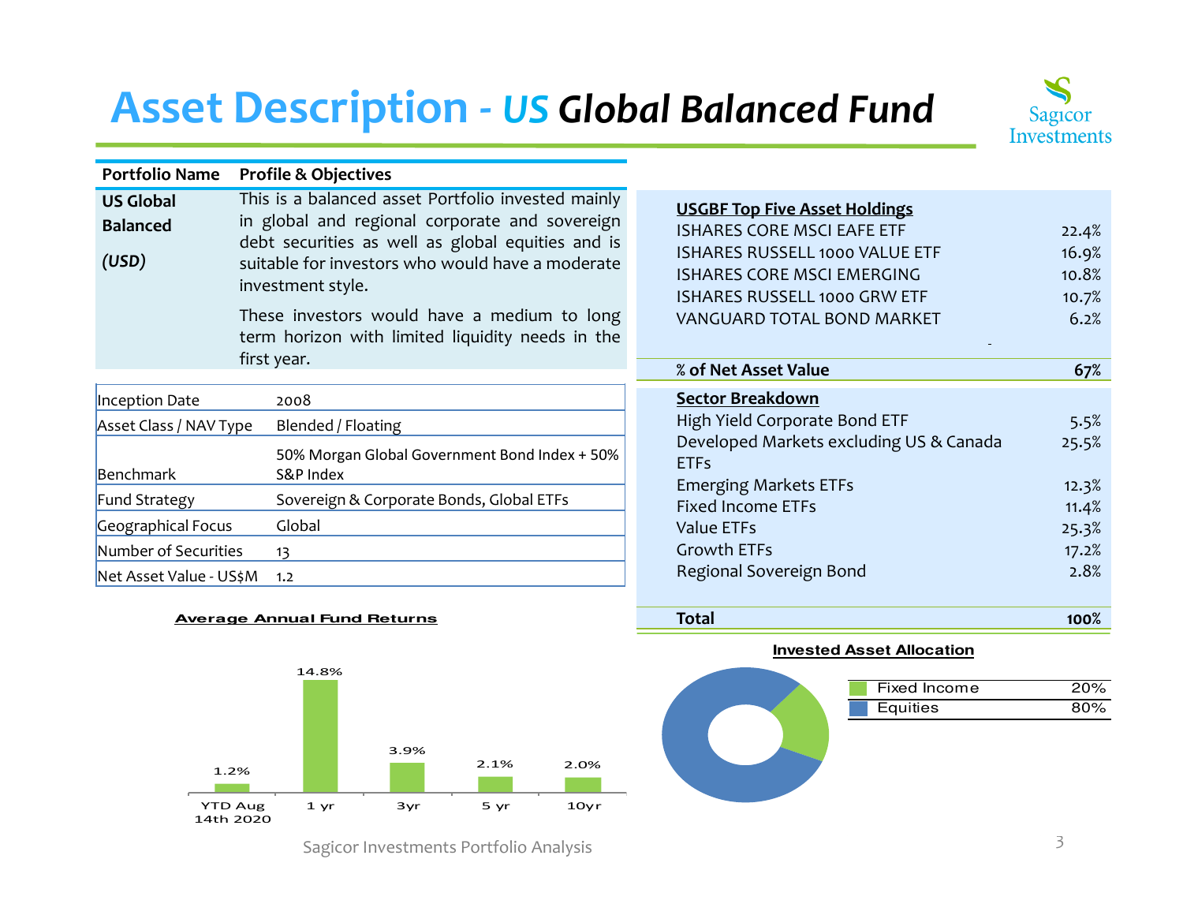# Asset Description - *US Global Balanced Fund*

Sagicor Investments

| Portfolio Name | Profile & Objectives |
|---|---|
| **US Global Balanced** *(USD)* | This is a balanced asset Portfolio invested mainly in global and regional corporate and sovereign debt securities as well as global equities and is suitable for investors who would have a moderate investment style. These investors would have a medium to long term horizon with limited liquidity needs in the first year. |

| | |
|---|---|
| Inception Date | 2008 |
| Asset Class / NAV Type | Blended / Floating |
| Benchmark | 50% Morgan Global Government Bond Index + 50% S&P Index |
| Fund Strategy | Sovereign & Corporate Bonds, Global ETFs |
| Geographical Focus | Global |
| Number of Securities | 13 |
| Net Asset Value - US$M | 1.2 |

**Average Annual Fund Returns**

1.2% YTD Aug 14th 2020

14.8% 1 yr

3.9% 3yr

2.1% 5 yr

2.0% 10yr

| **USGBF Top Five Asset Holdings** | |
|---|---|
| ISHARES CORE MSCI EAFE ETF | 22.4% |
| ISHARES RUSSELL 1000 VALUE ETF | 16.9% |
| ISHARES CORE MSCI EMERGING | 10.8% |
| ISHARES RUSSELL 1000 GRW ETF | 10.7% |
| VANGUARD TOTAL BOND MARKET | 6.2% |
| **% of Net Asset Value** | **67%** |

| **Sector Breakdown** | |
|---|---|
| High Yield Corporate Bond ETF | 5.5% |
| Developed Markets excluding US & Canada ETFs | 25.5% |
| Emerging Markets ETFs | 12.3% |
| Fixed Income ETFs | 11.4% |
| Value ETFs | 25.3% |
| Growth ETFs | 17.2% |
| Regional Sovereign Bond | 2.8% |
| **Total** | **100%** |

**Invested Asset Allocation**

Fixed Income 20%

Equities 80%

Sagicor Investments Portfolio Analysis